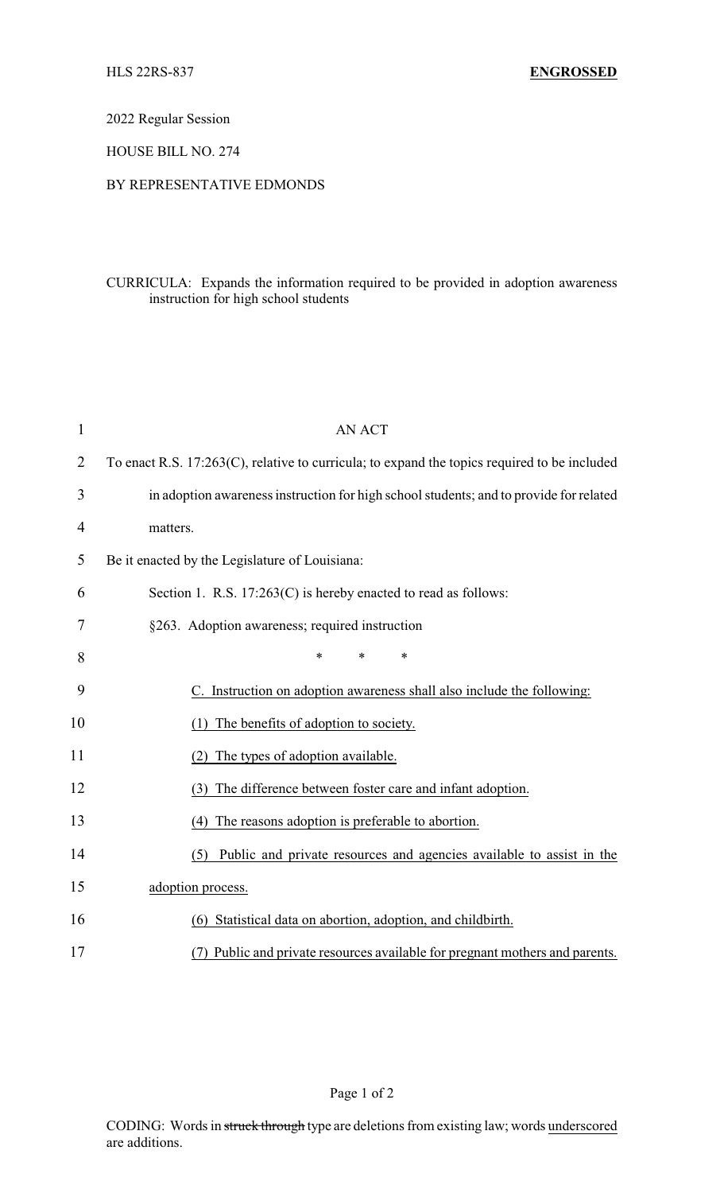HLS 22RS-837 **ENGROSSED**

2022 Regular Session

HOUSE BILL NO. 274

BY REPRESENTATIVE EDMONDS

CURRICULA: Expands the information required to be provided in adoption awareness instruction for high school students

AN ACT

To enact R.S. 17:263(C), relative to curricula; to expand the topics required to be included in adoption awareness instruction for high school students; and to provide for related matters.

Be it enacted by the Legislature of Louisiana:

Section 1. R.S. 17:263(C) is hereby enacted to read as follows:

§263. Adoption awareness; required instruction

\* \* \*

C. Instruction on adoption awareness shall also include the following:

(1) The benefits of adoption to society.

(2) The types of adoption available.

(3) The difference between foster care and infant adoption.

(4) The reasons adoption is preferable to abortion.

(5) Public and private resources and agencies available to assist in the adoption process.

(6) Statistical data on abortion, adoption, and childbirth.

(7) Public and private resources available for pregnant mothers and parents.

CODING: Words in struck through type are deletions from existing law; words underscored are additions.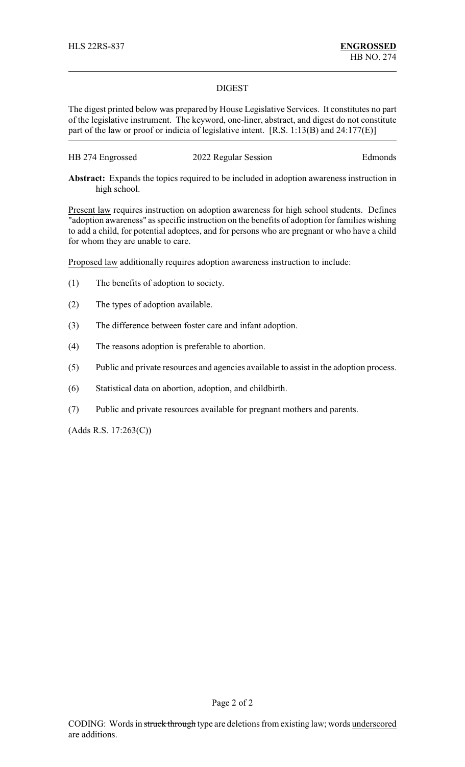## DIGEST

The digest printed below was prepared by House Legislative Services. It constitutes no part of the legislative instrument. The keyword, one-liner, abstract, and digest do not constitute part of the law or proof or indicia of legislative intent. [R.S. 1:13(B) and 24:177(E)]

| | | |
|---|---|---|
| HB 274 Engrossed | 2022 Regular Session | Edmonds |

**Abstract:** Expands the topics required to be included in adoption awareness instruction in high school.

Present law requires instruction on adoption awareness for high school students. Defines "adoption awareness" as specific instruction on the benefits of adoption for families wishing to add a child, for potential adoptees, and for persons who are pregnant or who have a child for whom they are unable to care.

Proposed law additionally requires adoption awareness instruction to include:

(1) The benefits of adoption to society.

(2) The types of adoption available.

(3) The difference between foster care and infant adoption.

(4) The reasons adoption is preferable to abortion.

(5) Public and private resources and agencies available to assist in the adoption process.

(6) Statistical data on abortion, adoption, and childbirth.

(7) Public and private resources available for pregnant mothers and parents.

(Adds R.S. 17:263(C))

CODING: Words in ~~struck through~~ type are deletions from existing law; words underscored are additions.